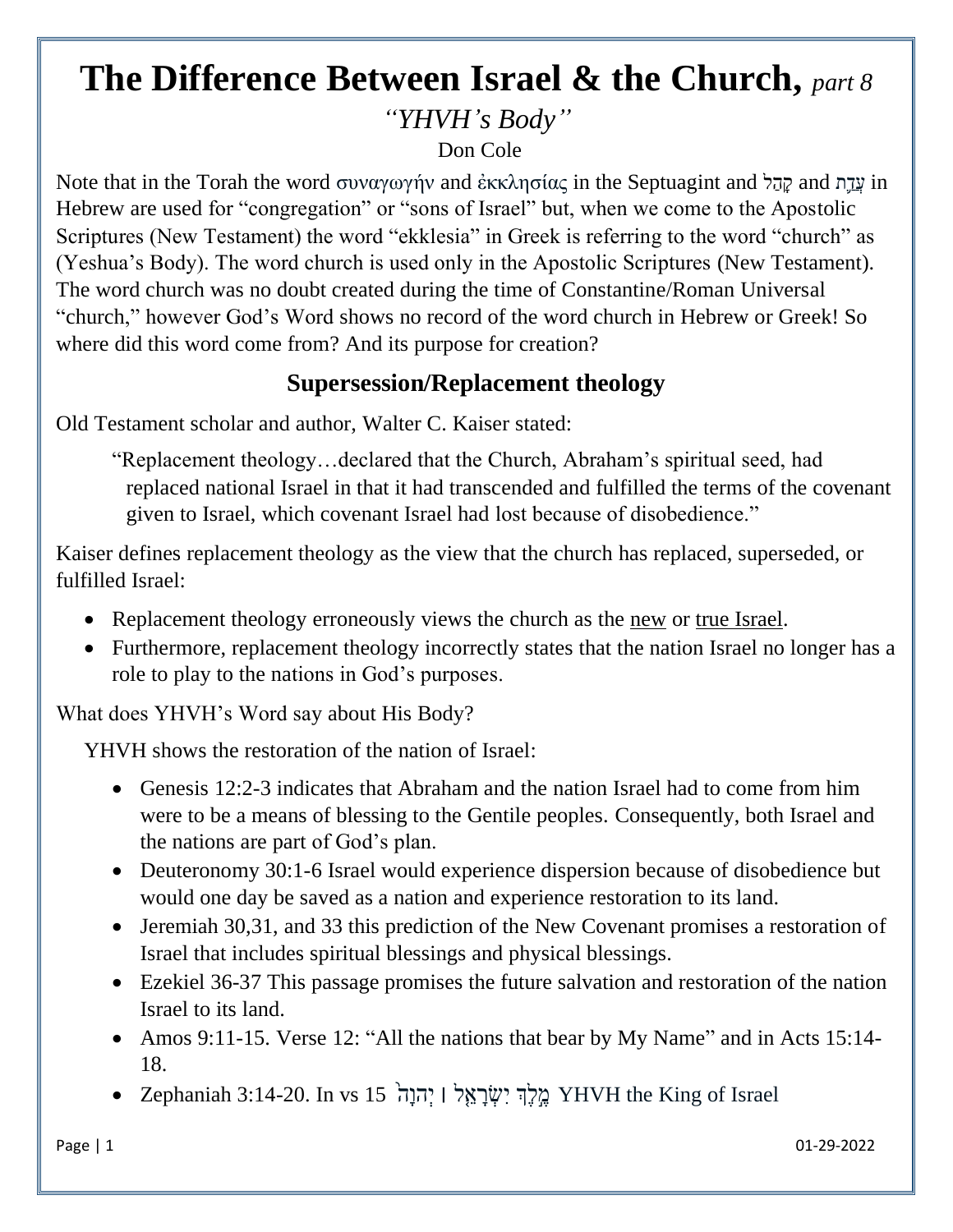# The Difference Between Israel & the Church, *part 8*

*"YHVH's Body"*

Don Cole

Note that in the Torah the word συναγωγήν and ἐκκλησίας in the Septuagint and קָהָל and עֵדָת in Hebrew are used for "congregation" or "sons of Israel" but, when we come to the Apostolic Scriptures (New Testament) the word "ekklesia" in Greek is referring to the word "church" as (Yeshua's Body). The word church is used only in the Apostolic Scriptures (New Testament). The word church was no doubt created during the time of Constantine/Roman Universal "church," however God's Word shows no record of the word church in Hebrew or Greek! So where did this word come from? And its purpose for creation?

## Supersession/Replacement theology

Old Testament scholar and author, Walter C. Kaiser stated:

> "Replacement theology…declared that the Church, Abraham's spiritual seed, had replaced national Israel in that it had transcended and fulfilled the terms of the covenant given to Israel, which covenant Israel had lost because of disobedience."

Kaiser defines replacement theology as the view that the church has replaced, superseded, or fulfilled Israel:

- Replacement theology erroneously views the church as the <u>new</u> or <u>true Israel</u>.
- Furthermore, replacement theology incorrectly states that the nation Israel no longer has a role to play to the nations in God's purposes.

What does YHVH's Word say about His Body?

YHVH shows the restoration of the nation of Israel:

- Genesis 12:2-3 indicates that Abraham and the nation Israel had to come from him were to be a means of blessing to the Gentile peoples. Consequently, both Israel and the nations are part of God's plan.
- Deuteronomy 30:1-6 Israel would experience dispersion because of disobedience but would one day be saved as a nation and experience restoration to its land.
- Jeremiah 30,31, and 33 this prediction of the New Covenant promises a restoration of Israel that includes spiritual blessings and physical blessings.
- Ezekiel 36-37 This passage promises the future salvation and restoration of the nation Israel to its land.
- Amos 9:11-15. Verse 12: "All the nations that bear by My Name" and in Acts 15:14-18.
- Zephaniah 3:14-20. In vs 15 מֶ֣לֶךְ יִשְׂרָאֵ֤ל ׀ יְהוָה֙ YHVH the King of Israel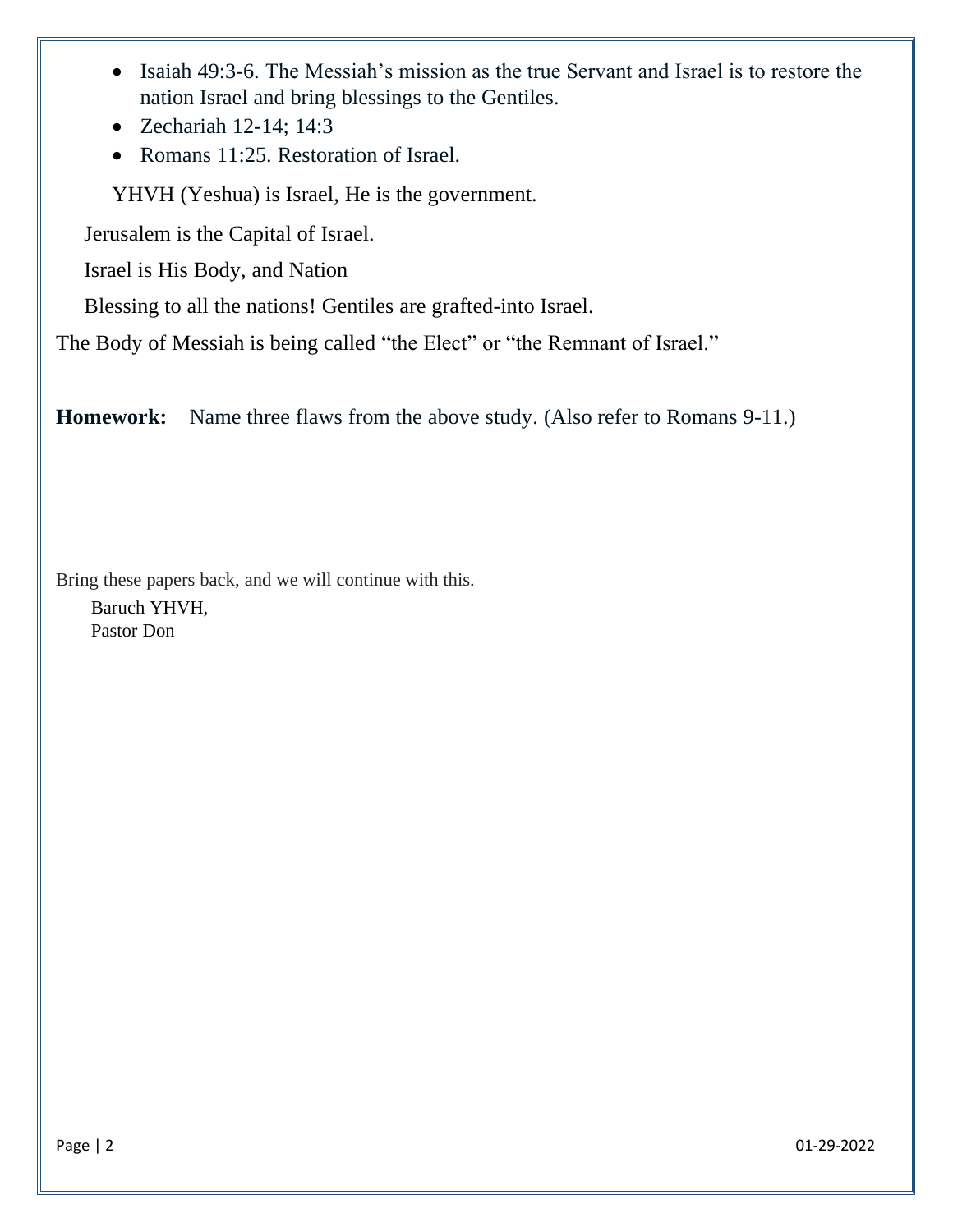- Isaiah 49:3-6. The Messiah's mission as the true Servant and Israel is to restore the nation Israel and bring blessings to the Gentiles.
- Zechariah 12-14; 14:3
- Romans 11:25. Restoration of Israel.

YHVH (Yeshua) is Israel, He is the government.

Jerusalem is the Capital of Israel.

Israel is His Body, and Nation

Blessing to all the nations! Gentiles are grafted-into Israel.

The Body of Messiah is being called "the Elect" or "the Remnant of Israel."

**Homework:** Name three flaws from the above study. (Also refer to Romans 9-11.)

Bring these papers back, and we will continue with this.

Baruch YHVH,
Pastor Don